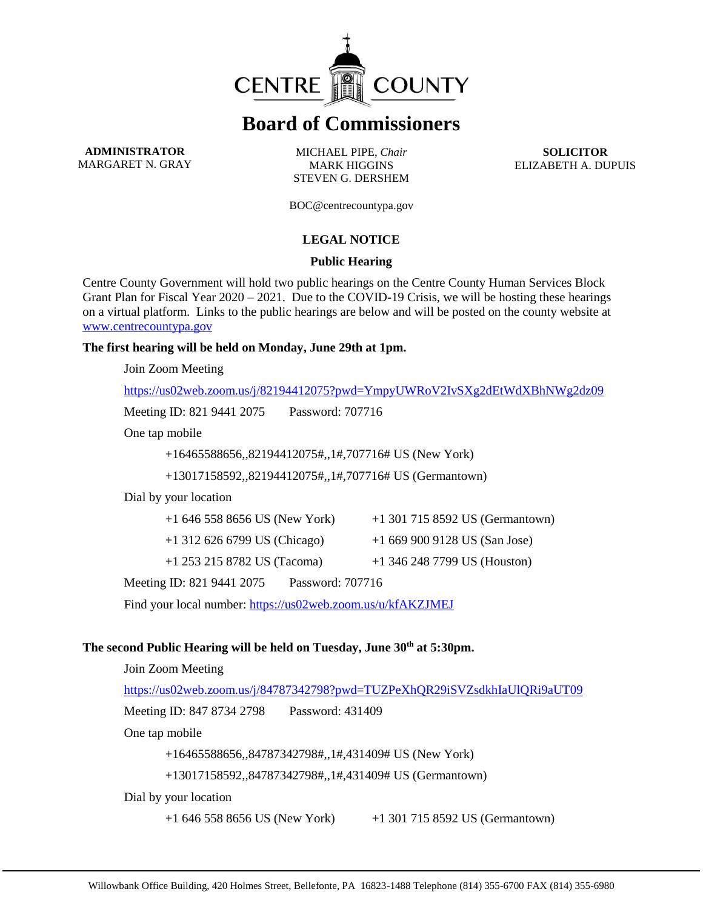# CENTRE COUNTY

## Board of Commissioners

**ADMINISTRATOR**
MARGARET N. GRAY

MICHAEL PIPE, *Chair*
MARK HIGGINS
STEVEN G. DERSHEM

**SOLICITOR**
ELIZABETH A. DUPUIS

BOC@centrecountypa.gov

### LEGAL NOTICE

**Public Hearing**

Centre County Government will hold two public hearings on the Centre County Human Services Block Grant Plan for Fiscal Year 2020 – 2021. Due to the COVID-19 Crisis, we will be hosting these hearings on a virtual platform. Links to the public hearings are below and will be posted on the county website at www.centrecountypa.gov

**The first hearing will be held on Monday, June 29th at 1pm.**

Join Zoom Meeting

https://us02web.zoom.us/j/82194412075?pwd=YmpyUWRoV2IvSXg2dEtWdXBhNWg2dz09

Meeting ID: 821 9441 2075 Password: 707716

One tap mobile

+16465588656,,82194412075#,,1#,707716# US (New York)

+13017158592,,82194412075#,,1#,707716# US (Germantown)

Dial by your location

+1 646 558 8656 US (New York) +1 301 715 8592 US (Germantown)

+1 312 626 6799 US (Chicago) +1 669 900 9128 US (San Jose)

+1 253 215 8782 US (Tacoma) +1 346 248 7799 US (Houston)

Meeting ID: 821 9441 2075 Password: 707716

Find your local number: https://us02web.zoom.us/u/kfAKZJMEJ

**The second Public Hearing will be held on Tuesday, June 30th at 5:30pm.**

Join Zoom Meeting

https://us02web.zoom.us/j/84787342798?pwd=TUZPeXhQR29iSVZsdkhIaUlQRi9aUT09

Meeting ID: 847 8734 2798 Password: 431409

One tap mobile

+16465588656,,84787342798#,,1#,431409# US (New York)

+13017158592,,84787342798#,,1#,431409# US (Germantown)

Dial by your location

+1 646 558 8656 US (New York) +1 301 715 8592 US (Germantown)

Willowbank Office Building, 420 Holmes Street, Bellefonte, PA 16823-1488 Telephone (814) 355-6700 FAX (814) 355-6980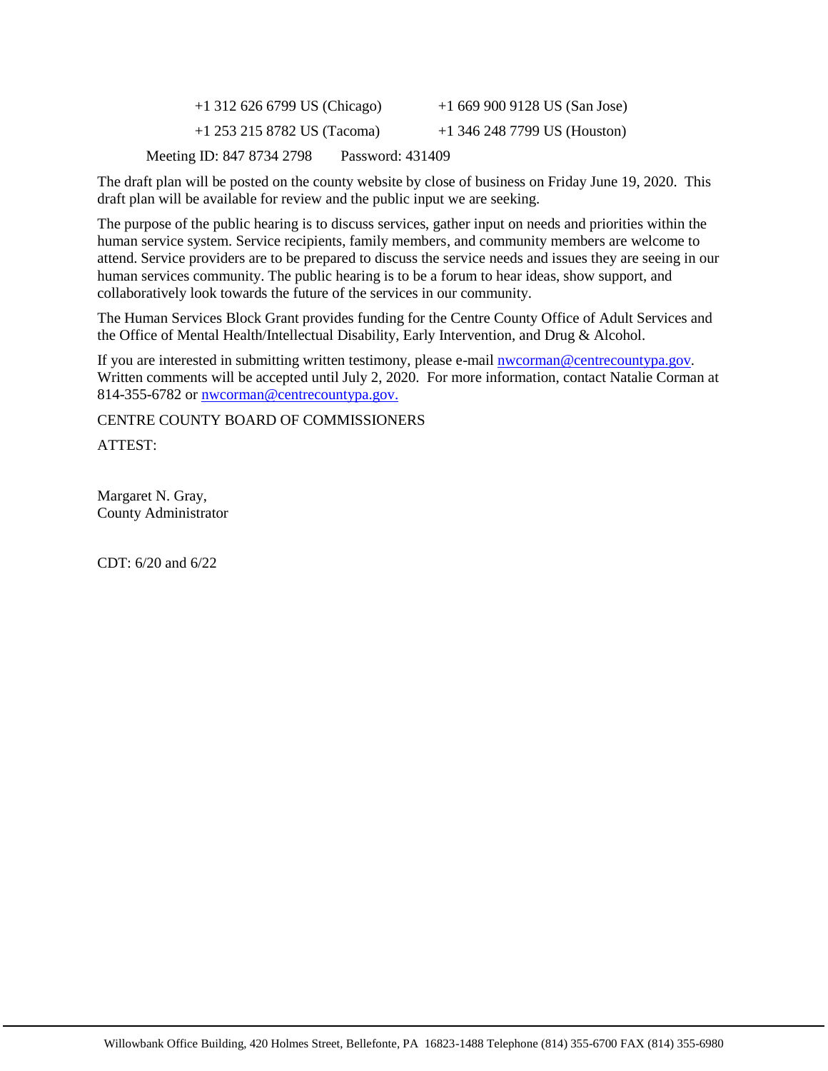+1 312 626 6799 US (Chicago) +1 669 900 9128 US (San Jose)

+1 253 215 8782 US (Tacoma) +1 346 248 7799 US (Houston)

Meeting ID: 847 8734 2798 Password: 431409

The draft plan will be posted on the county website by close of business on Friday June 19, 2020. This draft plan will be available for review and the public input we are seeking.

The purpose of the public hearing is to discuss services, gather input on needs and priorities within the human service system. Service recipients, family members, and community members are welcome to attend. Service providers are to be prepared to discuss the service needs and issues they are seeing in our human services community. The public hearing is to be a forum to hear ideas, show support, and collaboratively look towards the future of the services in our community.

The Human Services Block Grant provides funding for the Centre County Office of Adult Services and the Office of Mental Health/Intellectual Disability, Early Intervention, and Drug & Alcohol.

If you are interested in submitting written testimony, please e-mail nwcorman@centrecountypa.gov. Written comments will be accepted until July 2, 2020. For more information, contact Natalie Corman at 814-355-6782 or nwcorman@centrecountypa.gov.

CENTRE COUNTY BOARD OF COMMISSIONERS

ATTEST:

Margaret N. Gray,
County Administrator

CDT: 6/20 and 6/22

Willowbank Office Building, 420 Holmes Street, Bellefonte, PA 16823-1488 Telephone (814) 355-6700 FAX (814) 355-6980